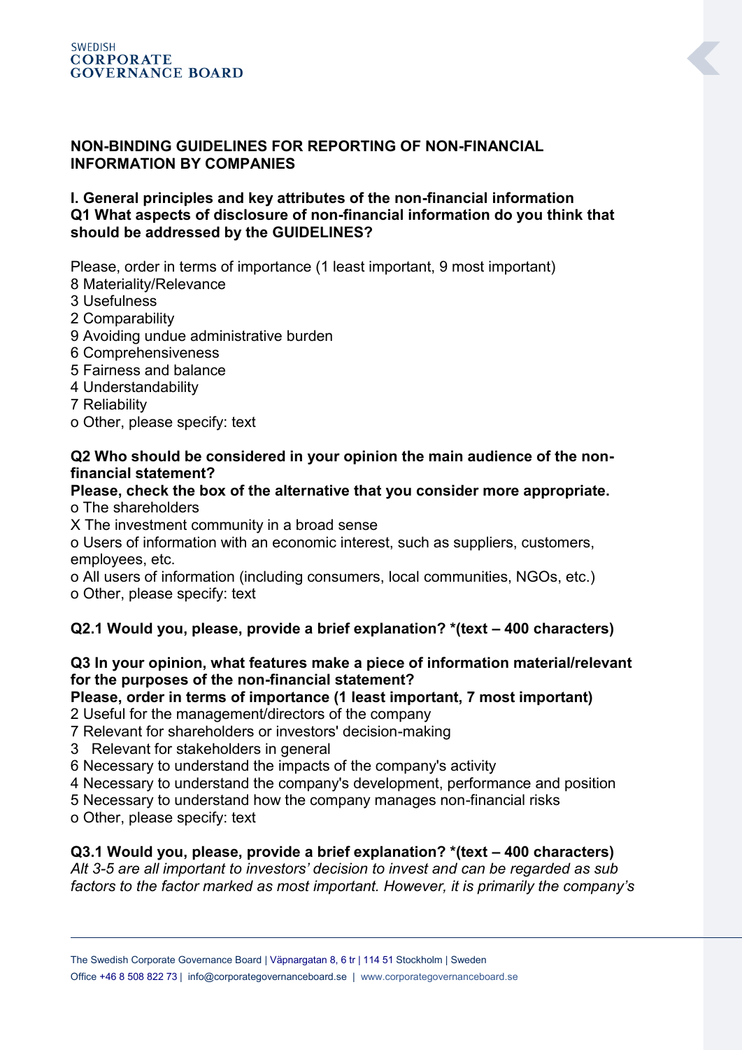SWEDISH
**CORPORATE GOVERNANCE BOARD**

# NON-BINDING GUIDELINES FOR REPORTING OF NON-FINANCIAL INFORMATION BY COMPANIES

## I. General principles and key attributes of the non-financial information

**Q1 What aspects of disclosure of non-financial information do you think that should be addressed by the GUIDELINES?**

Please, order in terms of importance (1 least important, 9 most important)

8 Materiality/Relevance
3 Usefulness
2 Comparability
9 Avoiding undue administrative burden
6 Comprehensiveness
5 Fairness and balance
4 Understandability
7 Reliability
o Other, please specify: text

**Q2 Who should be considered in your opinion the main audience of the non-financial statement?**

**Please, check the box of the alternative that you consider more appropriate.**

o The shareholders
X The investment community in a broad sense
o Users of information with an economic interest, such as suppliers, customers, employees, etc.
o All users of information (including consumers, local communities, NGOs, etc.)
o Other, please specify: text

**Q2.1 Would you, please, provide a brief explanation? *(text – 400 characters)**

**Q3 In your opinion, what features make a piece of information material/relevant for the purposes of the non-financial statement?**

**Please, order in terms of importance (1 least important, 7 most important)**

2 Useful for the management/directors of the company
7 Relevant for shareholders or investors' decision-making
3 Relevant for stakeholders in general
6 Necessary to understand the impacts of the company's activity
4 Necessary to understand the company's development, performance and position
5 Necessary to understand how the company manages non-financial risks
o Other, please specify: text

**Q3.1 Would you, please, provide a brief explanation? *(text – 400 characters)**

*Alt 3-5 are all important to investors' decision to invest and can be regarded as sub factors to the factor marked as most important. However, it is primarily the company's*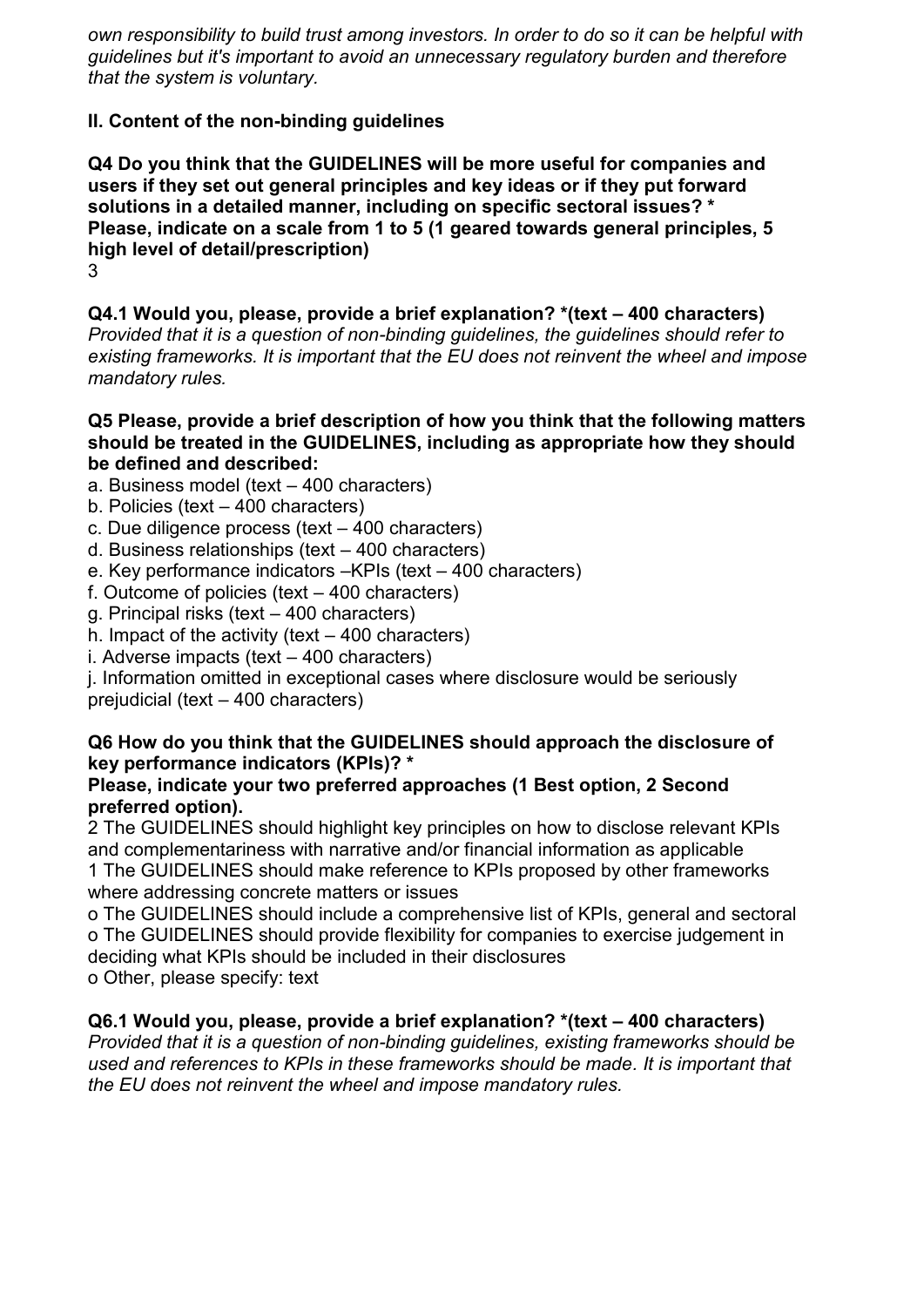*own responsibility to build trust among investors. In order to do so it can be helpful with guidelines but it's important to avoid an unnecessary regulatory burden and therefore that the system is voluntary.*

## II. Content of the non-binding guidelines

**Q4 Do you think that the GUIDELINES will be more useful for companies and users if they set out general principles and key ideas or if they put forward solutions in a detailed manner, including on specific sectoral issues? \***
**Please, indicate on a scale from 1 to 5 (1 geared towards general principles, 5 high level of detail/prescription)**
3

**Q4.1 Would you, please, provide a brief explanation? \*(text – 400 characters)**
*Provided that it is a question of non-binding guidelines, the guidelines should refer to existing frameworks. It is important that the EU does not reinvent the wheel and impose mandatory rules.*

**Q5 Please, provide a brief description of how you think that the following matters should be treated in the GUIDELINES, including as appropriate how they should be defined and described:**

a. Business model (text – 400 characters)
b. Policies (text – 400 characters)
c. Due diligence process (text – 400 characters)
d. Business relationships (text – 400 characters)
e. Key performance indicators –KPIs (text – 400 characters)
f. Outcome of policies (text – 400 characters)
g. Principal risks (text – 400 characters)
h. Impact of the activity (text – 400 characters)
i. Adverse impacts (text – 400 characters)
j. Information omitted in exceptional cases where disclosure would be seriously prejudicial (text – 400 characters)

**Q6 How do you think that the GUIDELINES should approach the disclosure of key performance indicators (KPIs)? \***
**Please, indicate your two preferred approaches (1 Best option, 2 Second preferred option).**

2 The GUIDELINES should highlight key principles on how to disclose relevant KPIs and complementariness with narrative and/or financial information as applicable
1 The GUIDELINES should make reference to KPIs proposed by other frameworks where addressing concrete matters or issues
o The GUIDELINES should include a comprehensive list of KPIs, general and sectoral
o The GUIDELINES should provide flexibility for companies to exercise judgement in deciding what KPIs should be included in their disclosures
o Other, please specify: text

**Q6.1 Would you, please, provide a brief explanation? \*(text – 400 characters)**
*Provided that it is a question of non-binding guidelines, existing frameworks should be used and references to KPIs in these frameworks should be made. It is important that the EU does not reinvent the wheel and impose mandatory rules.*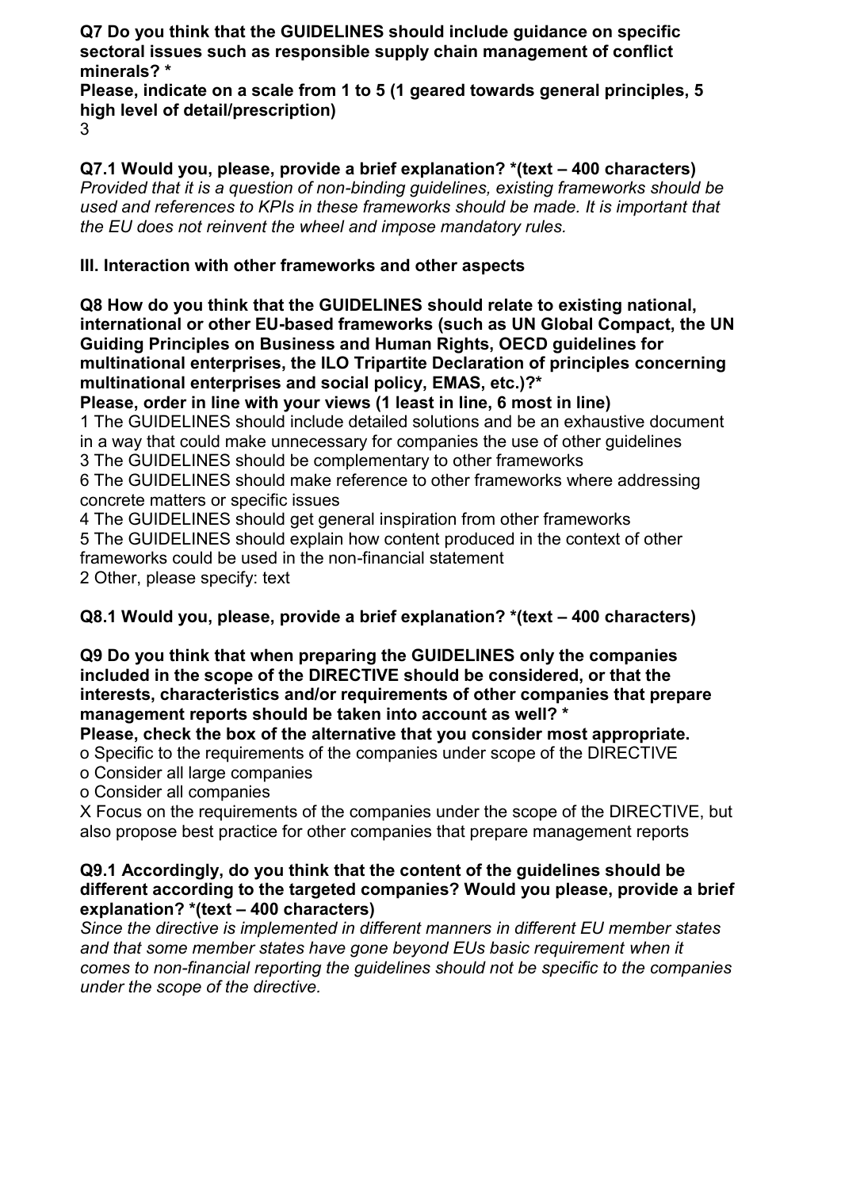**Q7 Do you think that the GUIDELINES should include guidance on specific sectoral issues such as responsible supply chain management of conflict minerals? ***

**Please, indicate on a scale from 1 to 5 (1 geared towards general principles, 5 high level of detail/prescription)**

3

**Q7.1 Would you, please, provide a brief explanation? *(text – 400 characters)**

*Provided that it is a question of non-binding guidelines, existing frameworks should be used and references to KPIs in these frameworks should be made. It is important that the EU does not reinvent the wheel and impose mandatory rules.*

**III. Interaction with other frameworks and other aspects**

**Q8 How do you think that the GUIDELINES should relate to existing national, international or other EU-based frameworks (such as UN Global Compact, the UN Guiding Principles on Business and Human Rights, OECD guidelines for multinational enterprises, the ILO Tripartite Declaration of principles concerning multinational enterprises and social policy, EMAS, etc.)?***

**Please, order in line with your views (1 least in line, 6 most in line)**

1 The GUIDELINES should include detailed solutions and be an exhaustive document in a way that could make unnecessary for companies the use of other guidelines

3 The GUIDELINES should be complementary to other frameworks

6 The GUIDELINES should make reference to other frameworks where addressing concrete matters or specific issues

4 The GUIDELINES should get general inspiration from other frameworks

5 The GUIDELINES should explain how content produced in the context of other frameworks could be used in the non-financial statement

2 Other, please specify: text

**Q8.1 Would you, please, provide a brief explanation? *(text – 400 characters)**

**Q9 Do you think that when preparing the GUIDELINES only the companies included in the scope of the DIRECTIVE should be considered, or that the interests, characteristics and/or requirements of other companies that prepare management reports should be taken into account as well? ***

**Please, check the box of the alternative that you consider most appropriate.**

o Specific to the requirements of the companies under scope of the DIRECTIVE

o Consider all large companies

o Consider all companies

X Focus on the requirements of the companies under the scope of the DIRECTIVE, but also propose best practice for other companies that prepare management reports

**Q9.1 Accordingly, do you think that the content of the guidelines should be different according to the targeted companies? Would you please, provide a brief explanation? *(text – 400 characters)**

*Since the directive is implemented in different manners in different EU member states and that some member states have gone beyond EUs basic requirement when it comes to non-financial reporting the guidelines should not be specific to the companies under the scope of the directive.*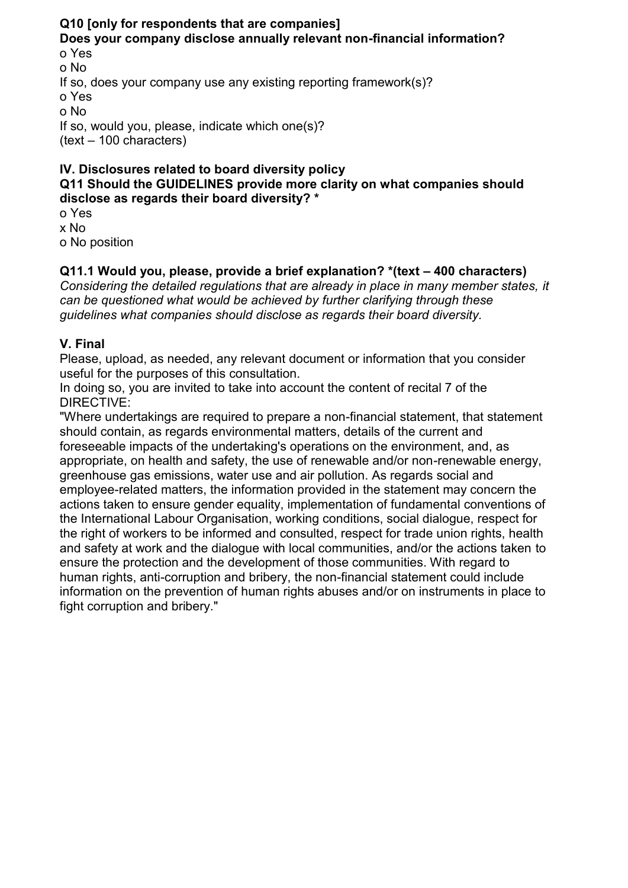**Q10 [only for respondents that are companies]**
**Does your company disclose annually relevant non-financial information?**

o Yes
o No

If so, does your company use any existing reporting framework(s)?

o Yes
o No

If so, would you, please, indicate which one(s)?
(text – 100 characters)

## IV. Disclosures related to board diversity policy

**Q11 Should the GUIDELINES provide more clarity on what companies should disclose as regards their board diversity? ***

o Yes
x No
o No position

**Q11.1 Would you, please, provide a brief explanation? *(text – 400 characters)**

*Considering the detailed regulations that are already in place in many member states, it can be questioned what would be achieved by further clarifying through these guidelines what companies should disclose as regards their board diversity.*

## V. Final

Please, upload, as needed, any relevant document or information that you consider useful for the purposes of this consultation.

In doing so, you are invited to take into account the content of recital 7 of the DIRECTIVE:

"Where undertakings are required to prepare a non-financial statement, that statement should contain, as regards environmental matters, details of the current and foreseeable impacts of the undertaking's operations on the environment, and, as appropriate, on health and safety, the use of renewable and/or non-renewable energy, greenhouse gas emissions, water use and air pollution. As regards social and employee-related matters, the information provided in the statement may concern the actions taken to ensure gender equality, implementation of fundamental conventions of the International Labour Organisation, working conditions, social dialogue, respect for the right of workers to be informed and consulted, respect for trade union rights, health and safety at work and the dialogue with local communities, and/or the actions taken to ensure the protection and the development of those communities. With regard to human rights, anti-corruption and bribery, the non-financial statement could include information on the prevention of human rights abuses and/or on instruments in place to fight corruption and bribery."